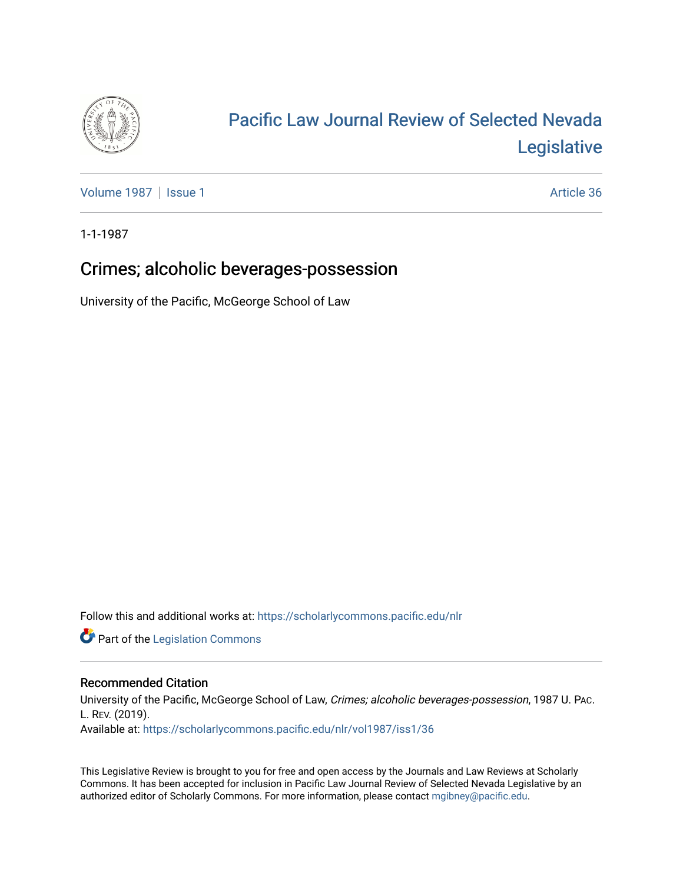# Pacific Law Journal Review of Selected Nevada Legislative

Volume 1987 | Issue 1 Article 36

1-1-1987

## Crimes; alcoholic beverages-possession

University of the Pacific, McGeorge School of Law

Follow this and additional works at: https://scholarlycommons.pacific.edu/nlr

Part of the Legislation Commons

### Recommended Citation

University of the Pacific, McGeorge School of Law, *Crimes; alcoholic beverages-possession*, 1987 U. PAC. L. REV. (2019).
Available at: https://scholarlycommons.pacific.edu/nlr/vol1987/iss1/36

This Legislative Review is brought to you for free and open access by the Journals and Law Reviews at Scholarly Commons. It has been accepted for inclusion in Pacific Law Journal Review of Selected Nevada Legislative by an authorized editor of Scholarly Commons. For more information, please contact mgibney@pacific.edu.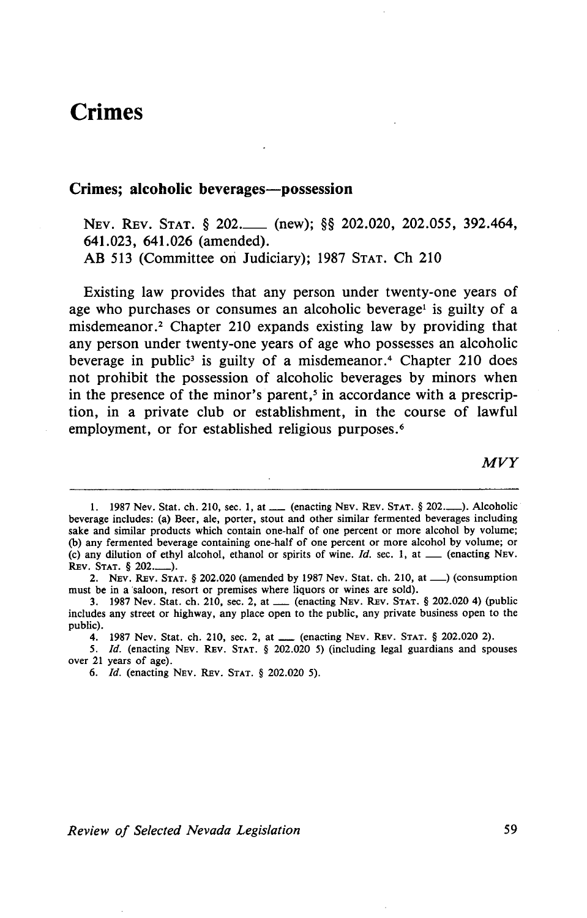# Crimes

## Crimes; alcoholic beverages—possession

NEV. REV. STAT. § 202.___ (new); §§ 202.020, 202.055, 392.464, 641.023, 641.026 (amended).
AB 513 (Committee on Judiciary); 1987 STAT. Ch 210

Existing law provides that any person under twenty-one years of age who purchases or consumes an alcoholic beverage[1] is guilty of a misdemeanor.[2] Chapter 210 expands existing law by providing that any person under twenty-one years of age who possesses an alcoholic beverage in public[3] is guilty of a misdemeanor.[4] Chapter 210 does not prohibit the possession of alcoholic beverages by minors when in the presence of the minor's parent,[5] in accordance with a prescription, in a private club or establishment, in the course of lawful employment, or for established religious purposes.[6]

*MVY*

---

1. 1987 Nev. Stat. ch. 210, sec. 1, at ___ (enacting NEV. REV. STAT. § 202.___). Alcoholic beverage includes: (a) Beer, ale, porter, stout and other similar fermented beverages including sake and similar products which contain one-half of one percent or more alcohol by volume; (b) any fermented beverage containing one-half of one percent or more alcohol by volume; or (c) any dilution of ethyl alcohol, ethanol or spirits of wine. *Id.* sec. 1, at ___ (enacting NEV. REV. STAT. § 202.___).
2. NEV. REV. STAT. § 202.020 (amended by 1987 Nev. Stat. ch. 210, at ___) (consumption must be in a saloon, resort or premises where liquors or wines are sold).
3. 1987 Nev. Stat. ch. 210, sec. 2, at ___ (enacting NEV. REV. STAT. § 202.020 4) (public includes any street or highway, any place open to the public, any private business open to the public).
4. 1987 Nev. Stat. ch. 210, sec. 2, at ___ (enacting NEV. REV. STAT. § 202.020 2).
5. *Id.* (enacting NEV. REV. STAT. § 202.020 5) (including legal guardians and spouses over 21 years of age).
6. *Id.* (enacting NEV. REV. STAT. § 202.020 5).